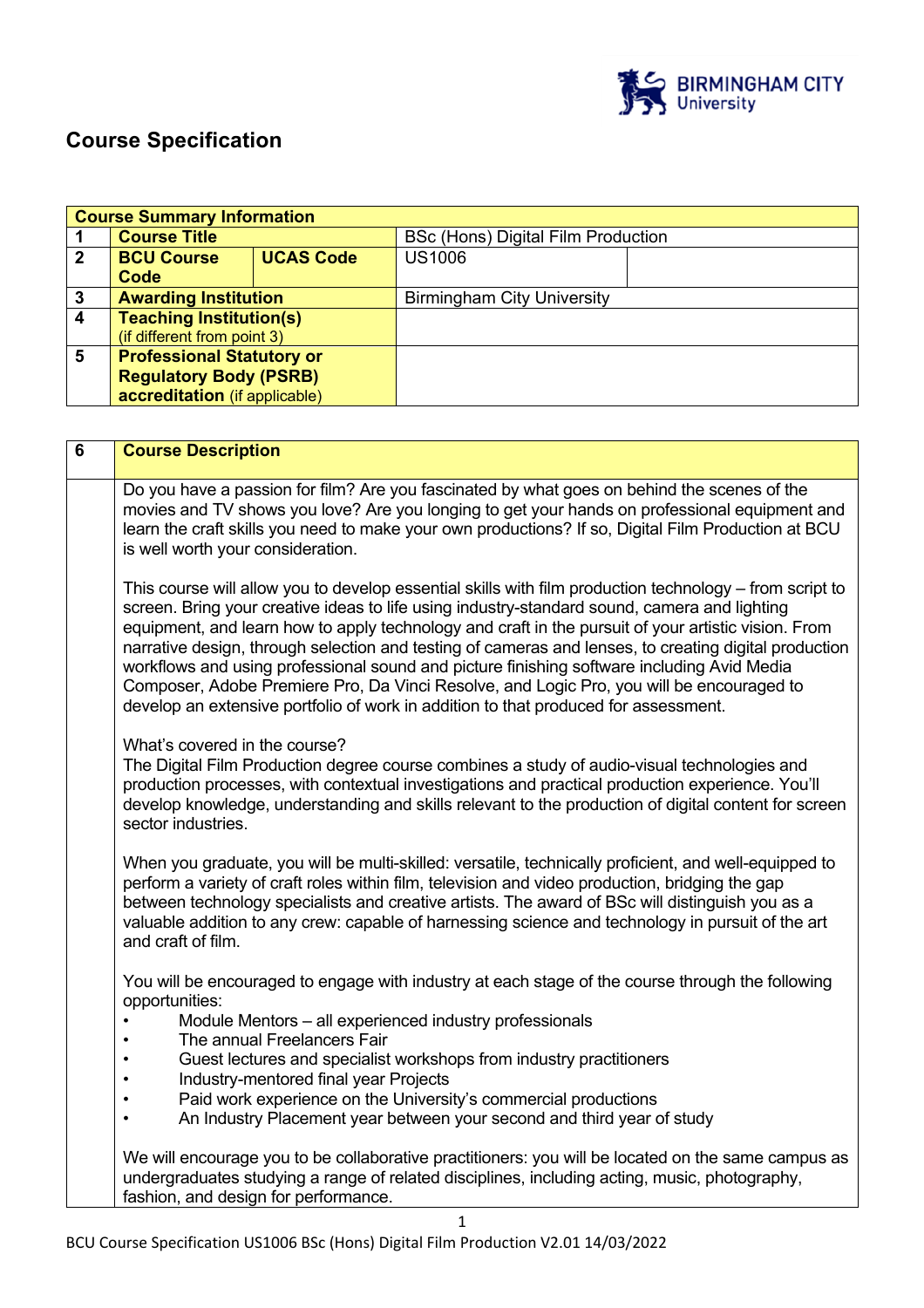# Course Specification

| Course Summary Information | | | | |
|---|---|---|---|---|
| 1 | **Course Title** | | BSc (Hons) Digital Film Production | |
| 2 | **BCU Course Code** | **UCAS Code** | US1006 | |
| 3 | **Awarding Institution** | | Birmingham City University | |
| 4 | **Teaching Institution(s)** (if different from point 3) | | | |
| 5 | **Professional Statutory or Regulatory Body (PSRB) accreditation** (if applicable) | | | |

| 6 | Course Description |
|---|---|
| | Do you have a passion for film? Are you fascinated by what goes on behind the scenes of the movies and TV shows you love? Are you longing to get your hands on professional equipment and learn the craft skills you need to make your own productions? If so, Digital Film Production at BCU is well worth your consideration.<br><br>This course will allow you to develop essential skills with film production technology – from script to screen. Bring your creative ideas to life using industry-standard sound, camera and lighting equipment, and learn how to apply technology and craft in the pursuit of your artistic vision. From narrative design, through selection and testing of cameras and lenses, to creating digital production workflows and using professional sound and picture finishing software including Avid Media Composer, Adobe Premiere Pro, Da Vinci Resolve, and Logic Pro, you will be encouraged to develop an extensive portfolio of work in addition to that produced for assessment.<br><br>What's covered in the course?<br>The Digital Film Production degree course combines a study of audio-visual technologies and production processes, with contextual investigations and practical production experience. You'll develop knowledge, understanding and skills relevant to the production of digital content for screen sector industries.<br><br>When you graduate, you will be multi-skilled: versatile, technically proficient, and well-equipped to perform a variety of craft roles within film, television and video production, bridging the gap between technology specialists and creative artists. The award of BSc will distinguish you as a valuable addition to any crew: capable of harnessing science and technology in pursuit of the art and craft of film.<br><br>You will be encouraged to engage with industry at each stage of the course through the following opportunities:<br>• Module Mentors – all experienced industry professionals<br>• The annual Freelancers Fair<br>• Guest lectures and specialist workshops from industry practitioners<br>• Industry-mentored final year Projects<br>• Paid work experience on the University's commercial productions<br>• An Industry Placement year between your second and third year of study<br><br>We will encourage you to be collaborative practitioners: you will be located on the same campus as undergraduates studying a range of related disciplines, including acting, music, photography, fashion, and design for performance. |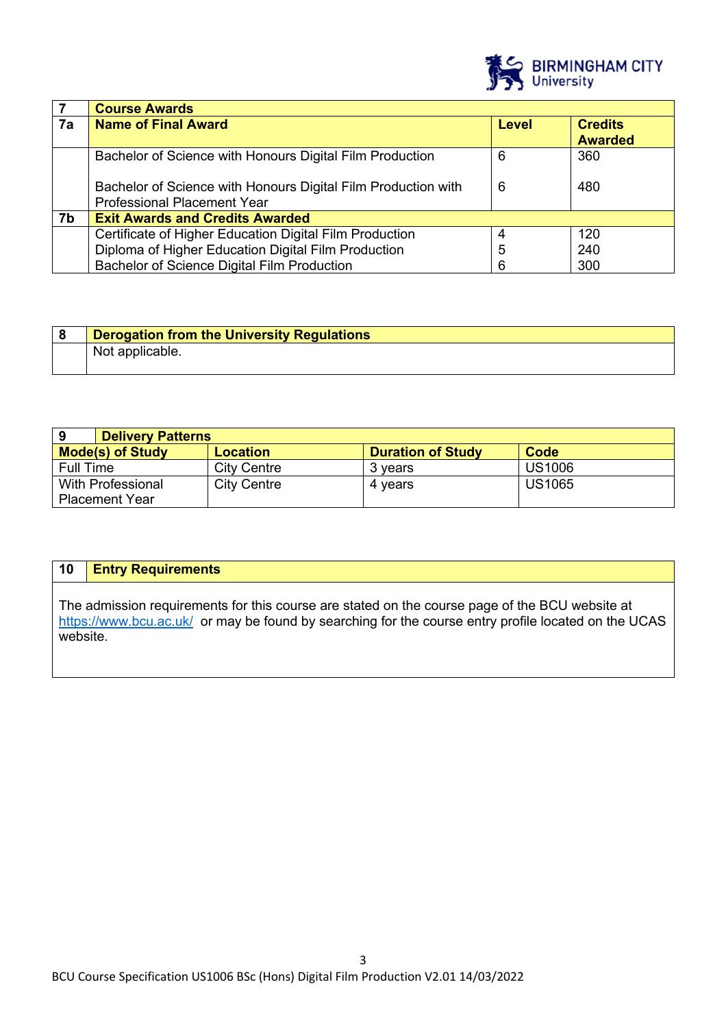| 7 | Course Awards | | |
|---|---|---|---|
| **7a** | **Name of Final Award** | **Level** | **Credits Awarded** |
| | Bachelor of Science with Honours Digital Film Production | 6 | 360 |
| | Bachelor of Science with Honours Digital Film Production with Professional Placement Year | 6 | 480 |
| **7b** | **Exit Awards and Credits Awarded** | | |
| | Certificate of Higher Education Digital Film Production | 4 | 120 |
| | Diploma of Higher Education Digital Film Production | 5 | 240 |
| | Bachelor of Science Digital Film Production | 6 | 300 |

| 8 | Derogation from the University Regulations |
|---|---|
| | Not applicable. |

| 9 | Delivery Patterns | | |
|---|---|---|---|
| **Mode(s) of Study** | **Location** | **Duration of Study** | **Code** |
| Full Time | City Centre | 3 years | US1006 |
| With Professional Placement Year | City Centre | 4 years | US1065 |

| 10 | Entry Requirements |
|---|---|
| | The admission requirements for this course are stated on the course page of the BCU website at https://www.bcu.ac.uk/ or may be found by searching for the course entry profile located on the UCAS website. |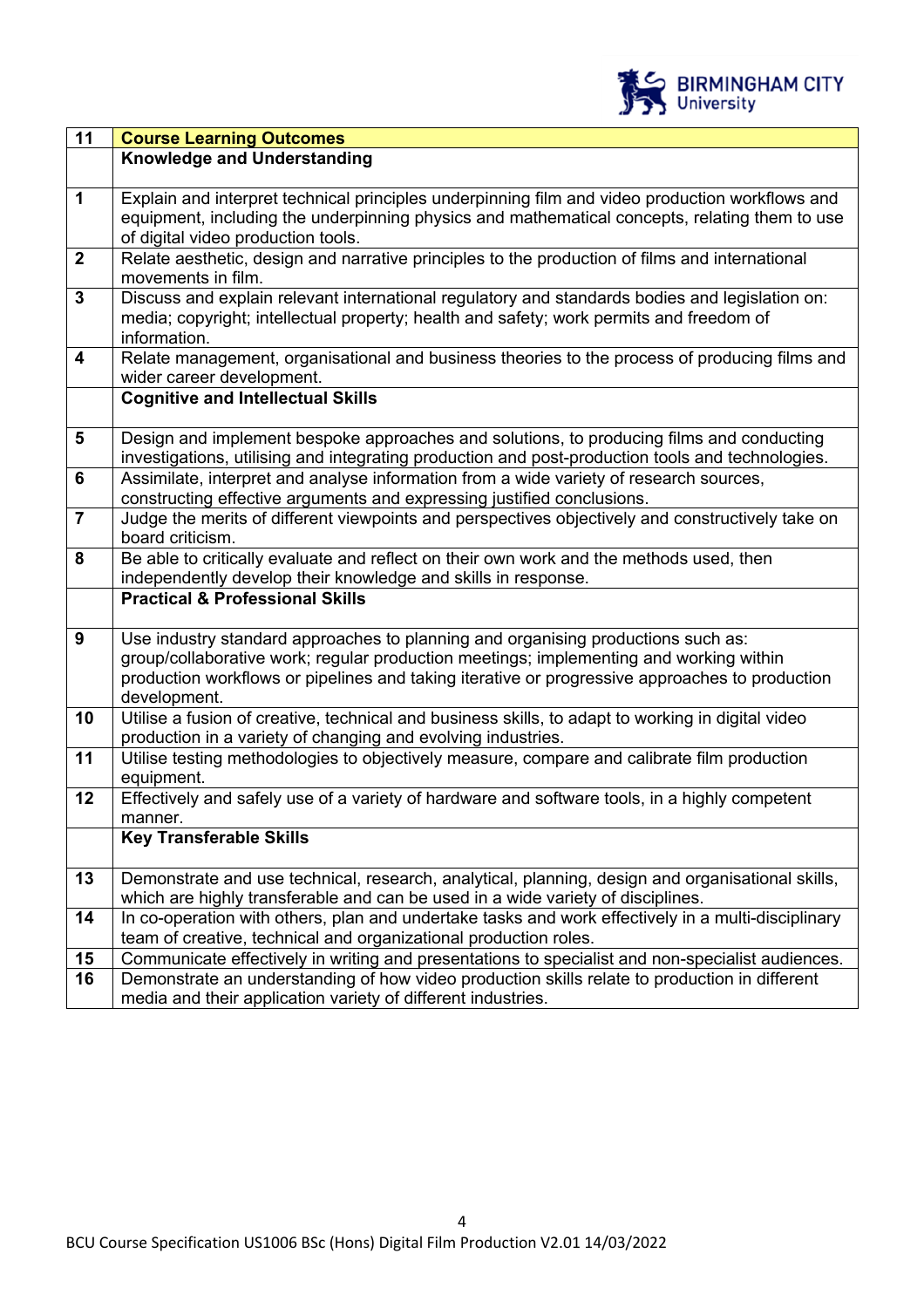| 11 | **Course Learning Outcomes** |
|---|---|
| | **Knowledge and Understanding** |
| 1 | Explain and interpret technical principles underpinning film and video production workflows and equipment, including the underpinning physics and mathematical concepts, relating them to use of digital video production tools. |
| 2 | Relate aesthetic, design and narrative principles to the production of films and international movements in film. |
| 3 | Discuss and explain relevant international regulatory and standards bodies and legislation on: media; copyright; intellectual property; health and safety; work permits and freedom of information. |
| 4 | Relate management, organisational and business theories to the process of producing films and wider career development. |
| | **Cognitive and Intellectual Skills** |
| 5 | Design and implement bespoke approaches and solutions, to producing films and conducting investigations, utilising and integrating production and post-production tools and technologies. |
| 6 | Assimilate, interpret and analyse information from a wide variety of research sources, constructing effective arguments and expressing justified conclusions. |
| 7 | Judge the merits of different viewpoints and perspectives objectively and constructively take on board criticism. |
| 8 | Be able to critically evaluate and reflect on their own work and the methods used, then independently develop their knowledge and skills in response. |
| | **Practical & Professional Skills** |
| 9 | Use industry standard approaches to planning and organising productions such as: group/collaborative work; regular production meetings; implementing and working within production workflows or pipelines and taking iterative or progressive approaches to production development. |
| 10 | Utilise a fusion of creative, technical and business skills, to adapt to working in digital video production in a variety of changing and evolving industries. |
| 11 | Utilise testing methodologies to objectively measure, compare and calibrate film production equipment. |
| 12 | Effectively and safely use of a variety of hardware and software tools, in a highly competent manner. |
| | **Key Transferable Skills** |
| 13 | Demonstrate and use technical, research, analytical, planning, design and organisational skills, which are highly transferable and can be used in a wide variety of disciplines. |
| 14 | In co-operation with others, plan and undertake tasks and work effectively in a multi-disciplinary team of creative, technical and organizational production roles. |
| 15 | Communicate effectively in writing and presentations to specialist and non-specialist audiences. |
| 16 | Demonstrate an understanding of how video production skills relate to production in different media and their application variety of different industries. |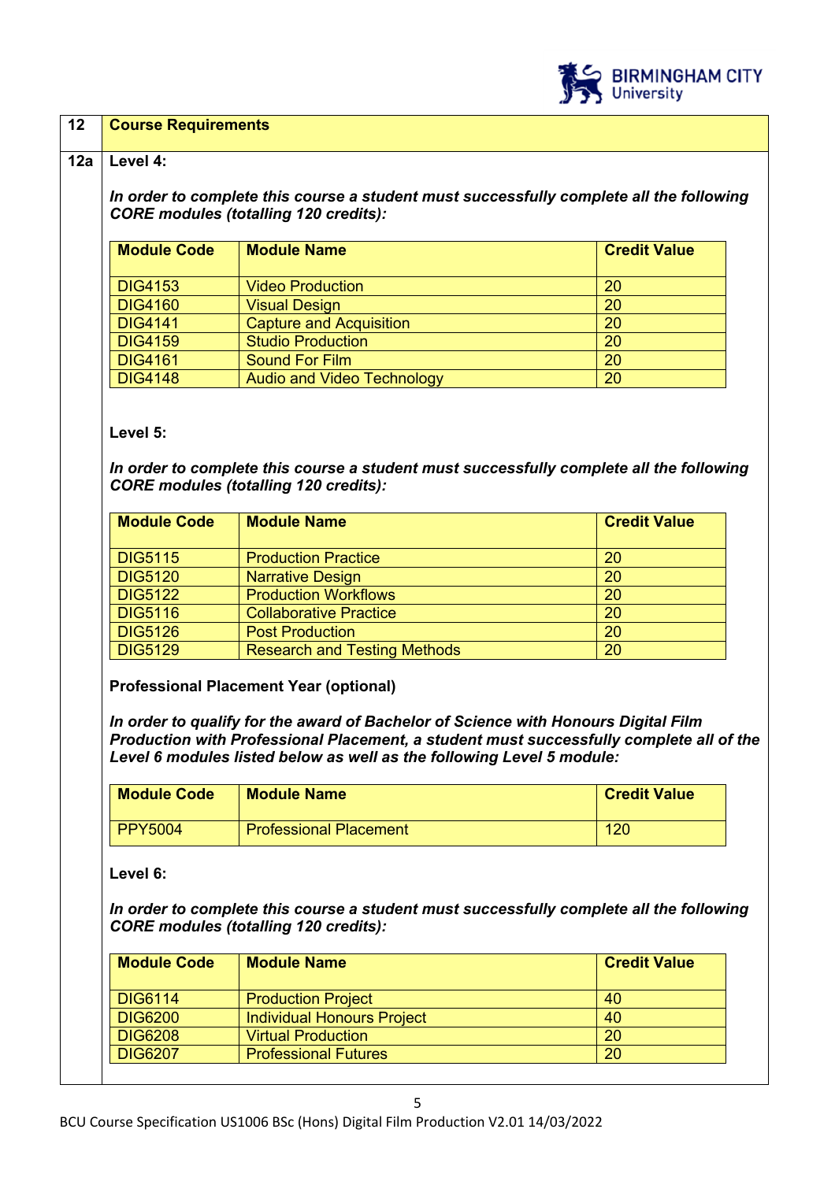## 12 Course Requirements

### 12a Level 4:

***In order to complete this course a student must successfully complete all the following CORE modules (totalling 120 credits):***

| Module Code | Module Name | Credit Value |
|---|---|---|
| DIG4153 | Video Production | 20 |
| DIG4160 | Visual Design | 20 |
| DIG4141 | Capture and Acquisition | 20 |
| DIG4159 | Studio Production | 20 |
| DIG4161 | Sound For Film | 20 |
| DIG4148 | Audio and Video Technology | 20 |

**Level 5:**

***In order to complete this course a student must successfully complete all the following CORE modules (totalling 120 credits):***

| Module Code | Module Name | Credit Value |
|---|---|---|
| DIG5115 | Production Practice | 20 |
| DIG5120 | Narrative Design | 20 |
| DIG5122 | Production Workflows | 20 |
| DIG5116 | Collaborative Practice | 20 |
| DIG5126 | Post Production | 20 |
| DIG5129 | Research and Testing Methods | 20 |

**Professional Placement Year (optional)**

***In order to qualify for the award of Bachelor of Science with Honours Digital Film Production with Professional Placement, a student must successfully complete all of the Level 6 modules listed below as well as the following Level 5 module:***

| Module Code | Module Name | Credit Value |
|---|---|---|
| PPY5004 | Professional Placement | 120 |

**Level 6:**

***In order to complete this course a student must successfully complete all the following CORE modules (totalling 120 credits):***

| Module Code | Module Name | Credit Value |
|---|---|---|
| DIG6114 | Production Project | 40 |
| DIG6200 | Individual Honours Project | 40 |
| DIG6208 | Virtual Production | 20 |
| DIG6207 | Professional Futures | 20 |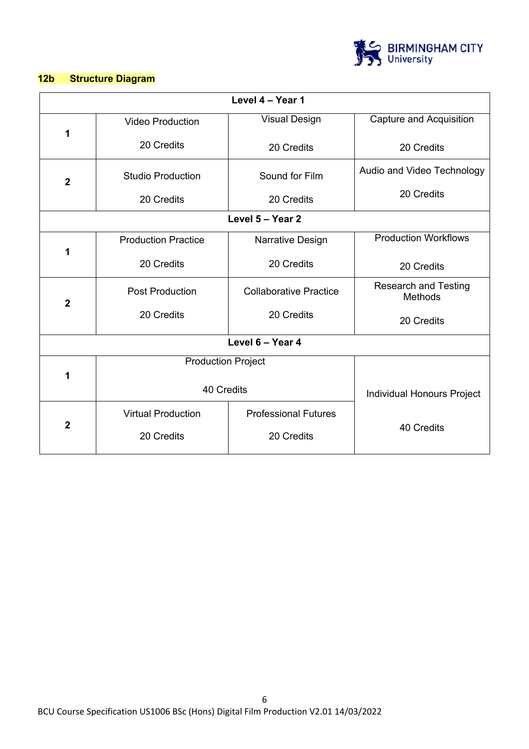## 12b Structure Diagram

| Level 4 – Year 1 | | | |
|---|---|---|---|
| **1** | Video Production<br><br>20 Credits | Visual Design<br><br>20 Credits | Capture and Acquisition<br><br>20 Credits |
| **2** | Studio Production<br><br>20 Credits | Sound for Film<br><br>20 Credits | Audio and Video Technology<br><br>20 Credits |
| **Level 5 – Year 2** | | | |
| **1** | Production Practice<br><br>20 Credits | Narrative Design<br><br>20 Credits | Production Workflows<br><br>20 Credits |
| **2** | Post Production<br><br>20 Credits | Collaborative Practice<br><br>20 Credits | Research and Testing Methods<br><br>20 Credits |
| **Level 6 – Year 4** | | | |
| **1** | Production Project<br><br>40 Credits | | Individual Honours Project<br><br>40 Credits |
| **2** | Virtual Production<br><br>20 Credits | Professional Futures<br><br>20 Credits | |

BCU Course Specification US1006 BSc (Hons) Digital Film Production V2.01 14/03/2022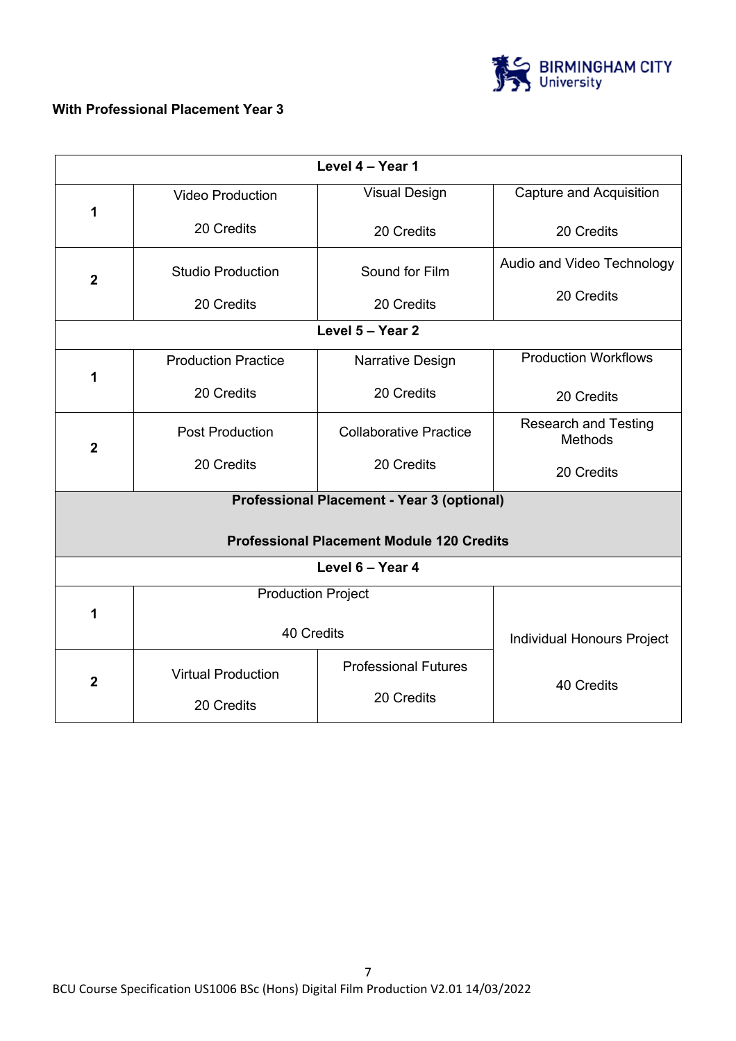**With Professional Placement Year 3**

| | | | |
|---|---|---|---|
| **Level 4 – Year 1** | | | |
| **1** | Video Production<br><br>20 Credits | Visual Design<br><br>20 Credits | Capture and Acquisition<br><br>20 Credits |
| **2** | Studio Production<br><br>20 Credits | Sound for Film<br><br>20 Credits | Audio and Video Technology<br><br>20 Credits |
| **Level 5 – Year 2** | | | |
| **1** | Production Practice<br><br>20 Credits | Narrative Design<br><br>20 Credits | Production Workflows<br><br>20 Credits |
| **2** | Post Production<br><br>20 Credits | Collaborative Practice<br><br>20 Credits | Research and Testing Methods<br><br>20 Credits |
| **Professional Placement - Year 3 (optional)**<br><br>**Professional Placement Module 120 Credits** | | | |
| **Level 6 – Year 4** | | | |
| **1** | Production Project<br><br>40 Credits | | Individual Honours Project<br><br>40 Credits |
| **2** | Virtual Production<br><br>20 Credits | Professional Futures<br><br>20 Credits | |

BCU Course Specification US1006 BSc (Hons) Digital Film Production V2.01 14/03/2022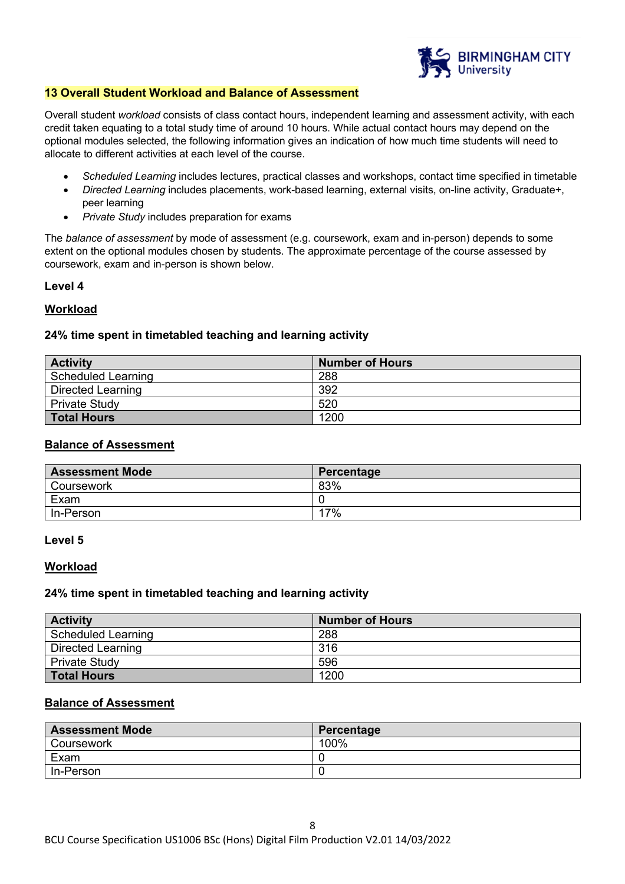## 13 Overall Student Workload and Balance of Assessment

Overall student *workload* consists of class contact hours, independent learning and assessment activity, with each credit taken equating to a total study time of around 10 hours. While actual contact hours may depend on the optional modules selected, the following information gives an indication of how much time students will need to allocate to different activities at each level of the course.

- *Scheduled Learning* includes lectures, practical classes and workshops, contact time specified in timetable
- *Directed Learning* includes placements, work-based learning, external visits, on-line activity, Graduate+, peer learning
- *Private Study* includes preparation for exams

The *balance of assessment* by mode of assessment (e.g. coursework, exam and in-person) depends to some extent on the optional modules chosen by students. The approximate percentage of the course assessed by coursework, exam and in-person is shown below.

### Level 4

**Workload**

**24% time spent in timetabled teaching and learning activity**

| Activity | Number of Hours |
|---|---|
| Scheduled Learning | 288 |
| Directed Learning | 392 |
| Private Study | 520 |
| **Total Hours** | 1200 |

**Balance of Assessment**

| Assessment Mode | Percentage |
|---|---|
| Coursework | 83% |
| Exam | 0 |
| In-Person | 17% |

### Level 5

**Workload**

**24% time spent in timetabled teaching and learning activity**

| Activity | Number of Hours |
|---|---|
| Scheduled Learning | 288 |
| Directed Learning | 316 |
| Private Study | 596 |
| **Total Hours** | 1200 |

**Balance of Assessment**

| Assessment Mode | Percentage |
|---|---|
| Coursework | 100% |
| Exam | 0 |
| In-Person | 0 |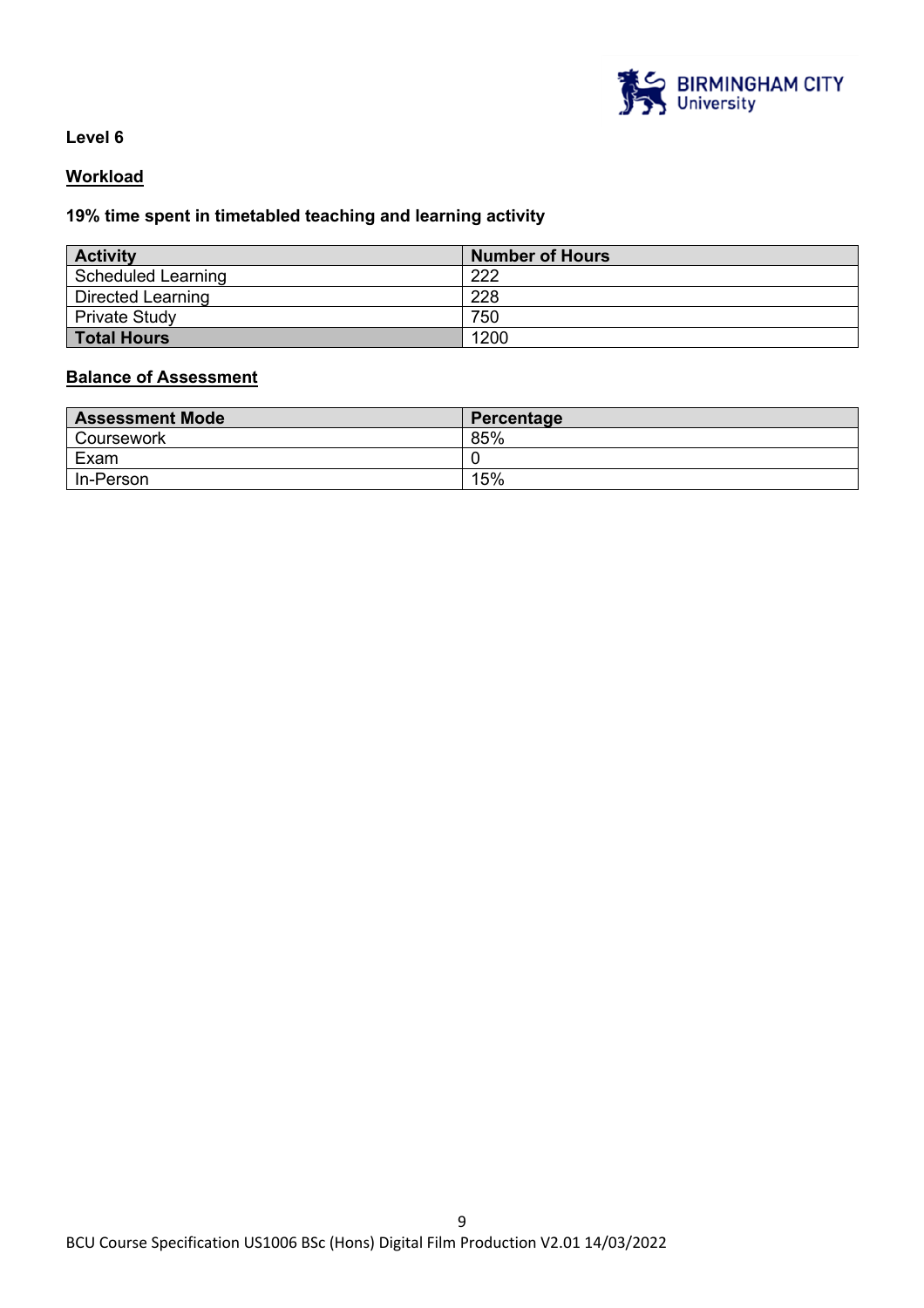**Level 6**

**Workload**

**19% time spent in timetabled teaching and learning activity**

| Activity | Number of Hours |
|---|---|
| Scheduled Learning | 222 |
| Directed Learning | 228 |
| Private Study | 750 |
| **Total Hours** | 1200 |

**Balance of Assessment**

| Assessment Mode | Percentage |
|---|---|
| Coursework | 85% |
| Exam | 0 |
| In-Person | 15% |